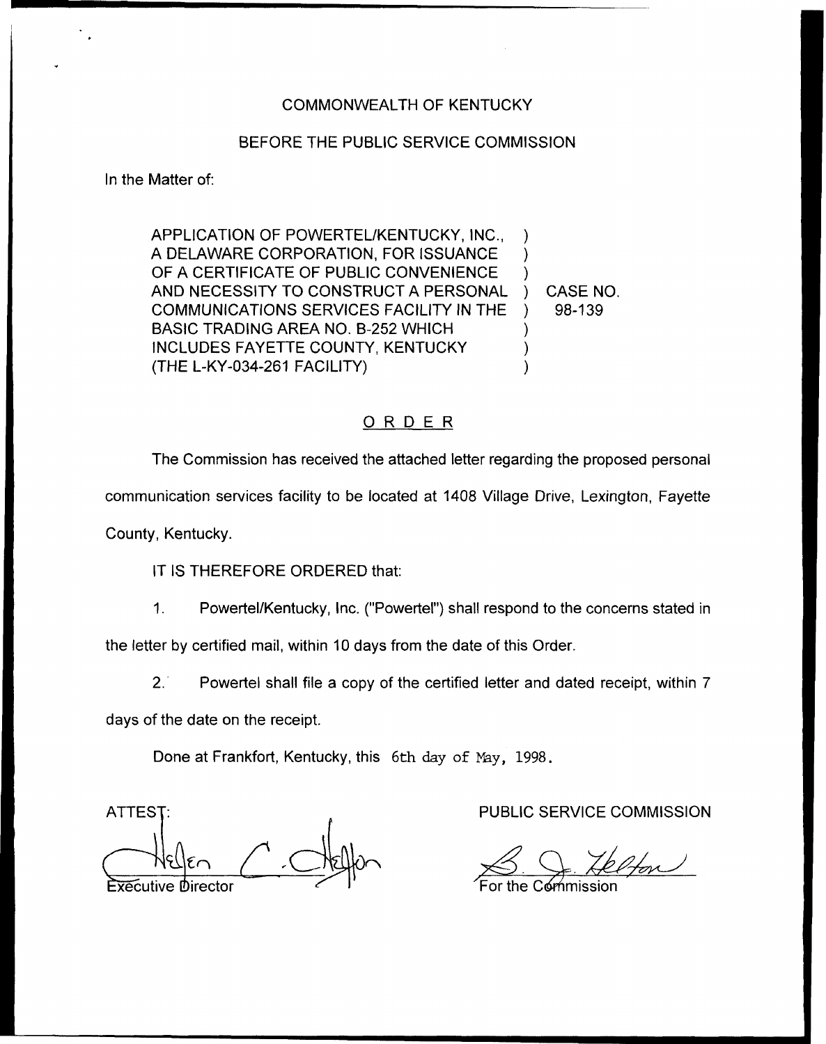COMMONWEALTH OF KENTUCKY

BEFORE THE PUBLIC SERVICE COMMISSION

In the Matter of:

| | | |
|---|---|---|
| APPLICATION OF POWERTEL/KENTUCKY, INC., A DELAWARE CORPORATION, FOR ISSUANCE OF A CERTIFICATE OF PUBLIC CONVENIENCE AND NECESSITY TO CONSTRUCT A PERSONAL COMMUNICATIONS SERVICES FACILITY IN THE BASIC TRADING AREA NO. B-252 WHICH INCLUDES FAYETTE COUNTY, KENTUCKY (THE L-KY-034-261 FACILITY) | ) | CASE NO. 98-139 |

## ORDER

The Commission has received the attached letter regarding the proposed personal communication services facility to be located at 1408 Village Drive, Lexington, Fayette County, Kentucky.

IT IS THEREFORE ORDERED that:

1. Powertel/Kentucky, Inc. ("Powertel") shall respond to the concerns stated in the letter by certified mail, within 10 days from the date of this Order.

2. Powertel shall file a copy of the certified letter and dated receipt, within 7 days of the date on the receipt.

Done at Frankfort, Kentucky, this 6th day of May, 1998.

ATTEST:

Executive Director

PUBLIC SERVICE COMMISSION

For the Commission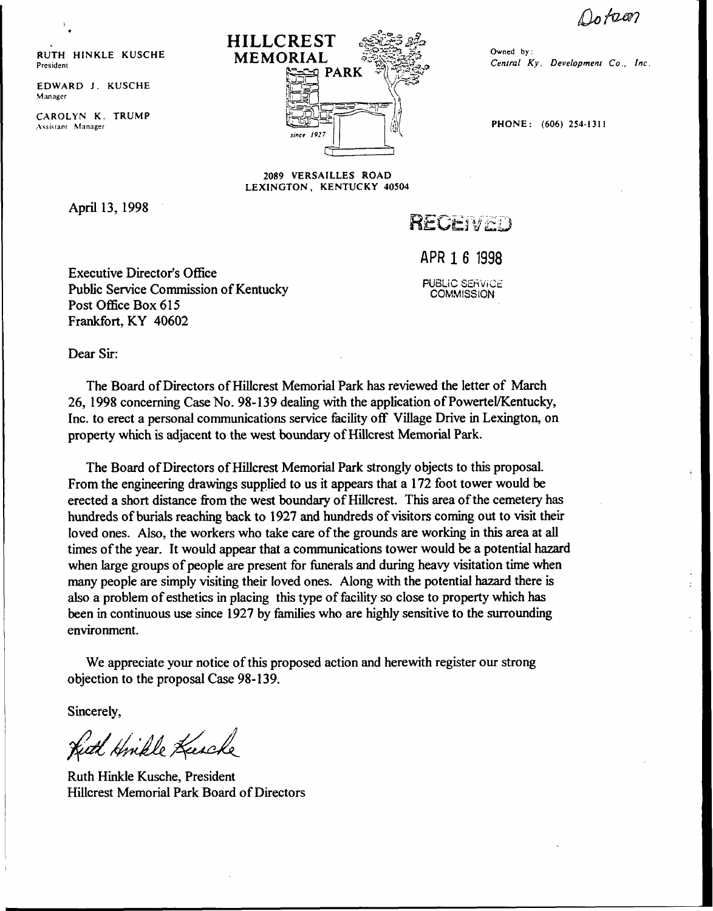Dotson

RUTH HINKLE KUSCHE
President

EDWARD J. KUSCHE
Manager

CAROLYN K. TRUMP
Assistant Manager

**HILLCREST MEMORIAL PARK**

*since 1927*

Owned by:
*Central Ky. Development Co., Inc.*

PHONE: (606) 254-1311

2089 VERSAILLES ROAD
LEXINGTON, KENTUCKY 40504

April 13, 1998

RECEIVED

APR 16 1998

PUBLIC SERVICE
COMMISSION

Executive Director's Office
Public Service Commission of Kentucky
Post Office Box 615
Frankfort, KY 40602

Dear Sir:

The Board of Directors of Hillcrest Memorial Park has reviewed the letter of March 26, 1998 concerning Case No. 98-139 dealing with the application of Powertel/Kentucky, Inc. to erect a personal communications service facility off Village Drive in Lexington, on property which is adjacent to the west boundary of Hillcrest Memorial Park.

The Board of Directors of Hillcrest Memorial Park strongly objects to this proposal. From the engineering drawings supplied to us it appears that a 172 foot tower would be erected a short distance from the west boundary of Hillcrest. This area of the cemetery has hundreds of burials reaching back to 1927 and hundreds of visitors coming out to visit their loved ones. Also, the workers who take care of the grounds are working in this area at all times of the year. It would appear that a communications tower would be a potential hazard when large groups of people are present for funerals and during heavy visitation time when many people are simply visiting their loved ones. Along with the potential hazard there is also a problem of esthetics in placing this type of facility so close to property which has been in continuous use since 1927 by families who are highly sensitive to the surrounding environment.

We appreciate your notice of this proposed action and herewith register our strong objection to the proposal Case 98-139.

Sincerely,

Ruth Hinkle Kusche

Ruth Hinkle Kusche, President
Hillcrest Memorial Park Board of Directors